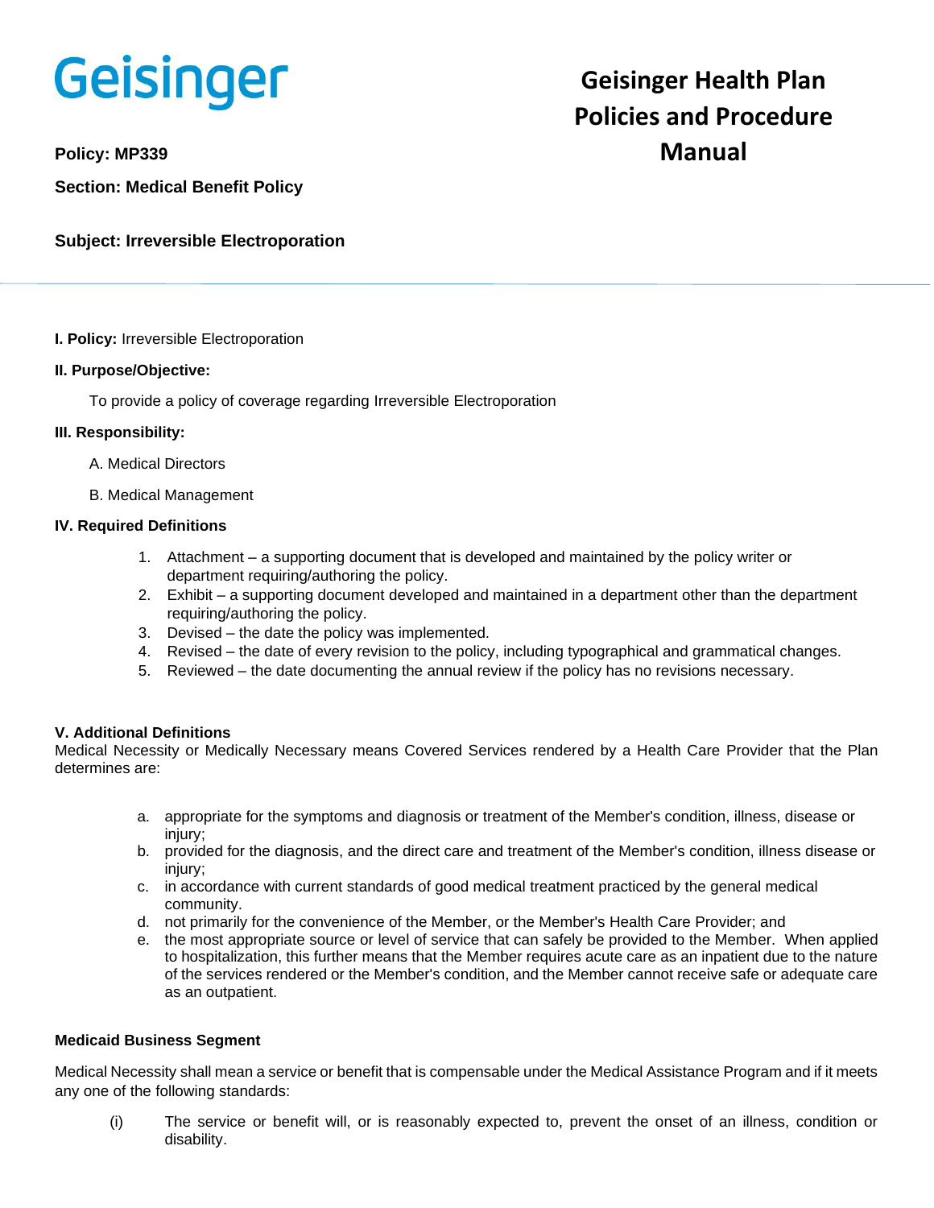Geisinger

# Geisinger Health Plan Policies and Procedure Manual

**Policy: MP339**

**Section: Medical Benefit Policy**

**Subject: Irreversible Electroporation**

**I. Policy:** Irreversible Electroporation

**II. Purpose/Objective:**

To provide a policy of coverage regarding Irreversible Electroporation

**III. Responsibility:**

A. Medical Directors

B. Medical Management

**IV. Required Definitions**

1. Attachment – a supporting document that is developed and maintained by the policy writer or department requiring/authoring the policy.
2. Exhibit – a supporting document developed and maintained in a department other than the department requiring/authoring the policy.
3. Devised – the date the policy was implemented.
4. Revised – the date of every revision to the policy, including typographical and grammatical changes.
5. Reviewed – the date documenting the annual review if the policy has no revisions necessary.

**V. Additional Definitions**

Medical Necessity or Medically Necessary means Covered Services rendered by a Health Care Provider that the Plan determines are:

a. appropriate for the symptoms and diagnosis or treatment of the Member's condition, illness, disease or injury;
b. provided for the diagnosis, and the direct care and treatment of the Member's condition, illness disease or injury;
c. in accordance with current standards of good medical treatment practiced by the general medical community.
d. not primarily for the convenience of the Member, or the Member's Health Care Provider; and
e. the most appropriate source or level of service that can safely be provided to the Member. When applied to hospitalization, this further means that the Member requires acute care as an inpatient due to the nature of the services rendered or the Member's condition, and the Member cannot receive safe or adequate care as an outpatient.

**Medicaid Business Segment**

Medical Necessity shall mean a service or benefit that is compensable under the Medical Assistance Program and if it meets any one of the following standards:

(i) The service or benefit will, or is reasonably expected to, prevent the onset of an illness, condition or disability.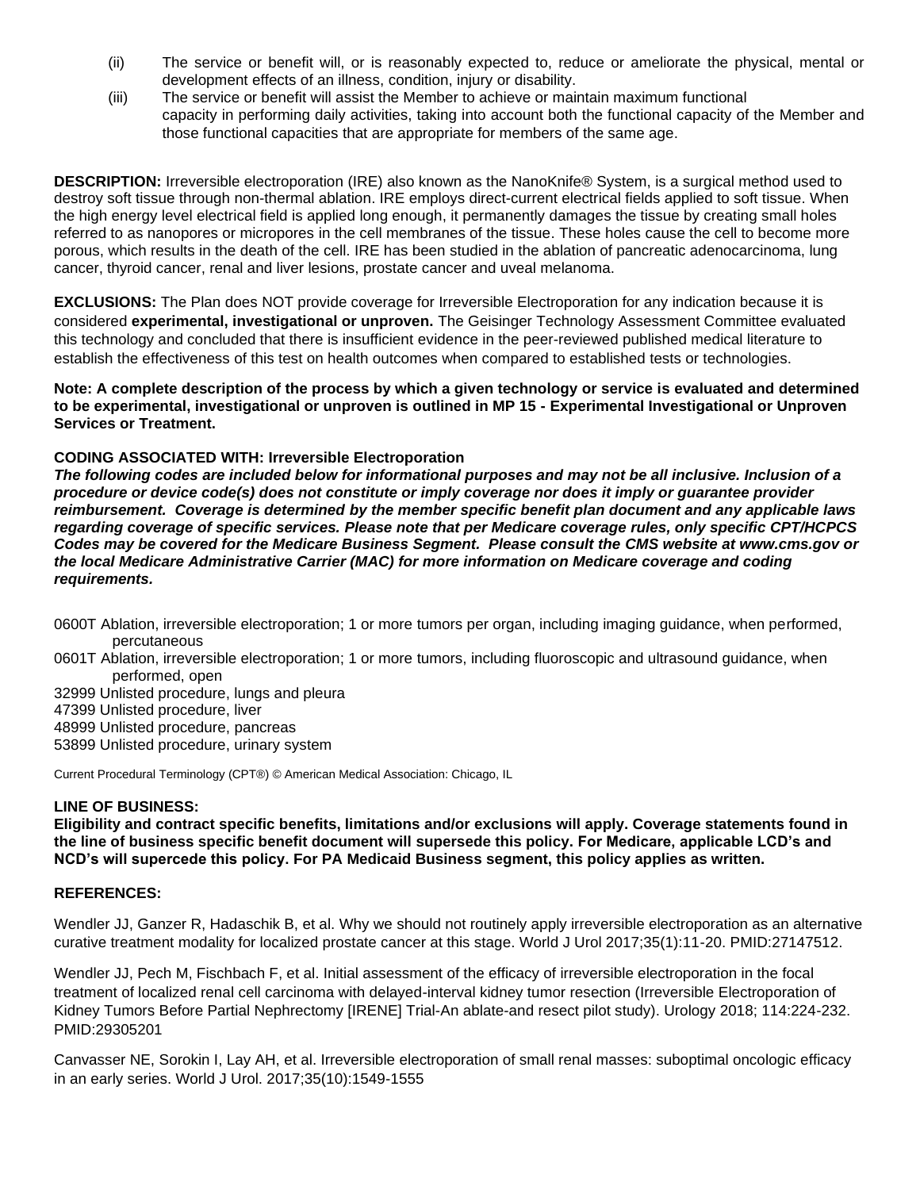(ii) The service or benefit will, or is reasonably expected to, reduce or ameliorate the physical, mental or development effects of an illness, condition, injury or disability.

(iii) The service or benefit will assist the Member to achieve or maintain maximum functional capacity in performing daily activities, taking into account both the functional capacity of the Member and those functional capacities that are appropriate for members of the same age.

**DESCRIPTION:** Irreversible electroporation (IRE) also known as the NanoKnife® System, is a surgical method used to destroy soft tissue through non-thermal ablation. IRE employs direct-current electrical fields applied to soft tissue. When the high energy level electrical field is applied long enough, it permanently damages the tissue by creating small holes referred to as nanopores or micropores in the cell membranes of the tissue. These holes cause the cell to become more porous, which results in the death of the cell. IRE has been studied in the ablation of pancreatic adenocarcinoma, lung cancer, thyroid cancer, renal and liver lesions, prostate cancer and uveal melanoma.

**EXCLUSIONS:** The Plan does NOT provide coverage for Irreversible Electroporation for any indication because it is considered **experimental, investigational or unproven.** The Geisinger Technology Assessment Committee evaluated this technology and concluded that there is insufficient evidence in the peer-reviewed published medical literature to establish the effectiveness of this test on health outcomes when compared to established tests or technologies.

**Note: A complete description of the process by which a given technology or service is evaluated and determined to be experimental, investigational or unproven is outlined in MP 15 - Experimental Investigational or Unproven Services or Treatment.**

**CODING ASSOCIATED WITH: Irreversible Electroporation**

***The following codes are included below for informational purposes and may not be all inclusive. Inclusion of a procedure or device code(s) does not constitute or imply coverage nor does it imply or guarantee provider reimbursement. Coverage is determined by the member specific benefit plan document and any applicable laws regarding coverage of specific services. Please note that per Medicare coverage rules, only specific CPT/HCPCS Codes may be covered for the Medicare Business Segment. Please consult the CMS website at www.cms.gov or the local Medicare Administrative Carrier (MAC) for more information on Medicare coverage and coding requirements.***

0600T Ablation, irreversible electroporation; 1 or more tumors per organ, including imaging guidance, when performed, percutaneous
0601T Ablation, irreversible electroporation; 1 or more tumors, including fluoroscopic and ultrasound guidance, when performed, open
32999 Unlisted procedure, lungs and pleura
47399 Unlisted procedure, liver
48999 Unlisted procedure, pancreas
53899 Unlisted procedure, urinary system

Current Procedural Terminology (CPT®) © American Medical Association: Chicago, IL

**LINE OF BUSINESS:**

**Eligibility and contract specific benefits, limitations and/or exclusions will apply. Coverage statements found in the line of business specific benefit document will supersede this policy. For Medicare, applicable LCD's and NCD's will supercede this policy. For PA Medicaid Business segment, this policy applies as written.**

**REFERENCES:**

Wendler JJ, Ganzer R, Hadaschik B, et al. Why we should not routinely apply irreversible electroporation as an alternative curative treatment modality for localized prostate cancer at this stage. World J Urol 2017;35(1):11-20. PMID:27147512.

Wendler JJ, Pech M, Fischbach F, et al. Initial assessment of the efficacy of irreversible electroporation in the focal treatment of localized renal cell carcinoma with delayed-interval kidney tumor resection (Irreversible Electroporation of Kidney Tumors Before Partial Nephrectomy [IRENE] Trial-An ablate-and resect pilot study). Urology 2018; 114:224-232. PMID:29305201

Canvasser NE, Sorokin I, Lay AH, et al. Irreversible electroporation of small renal masses: suboptimal oncologic efficacy in an early series. World J Urol. 2017;35(10):1549-1555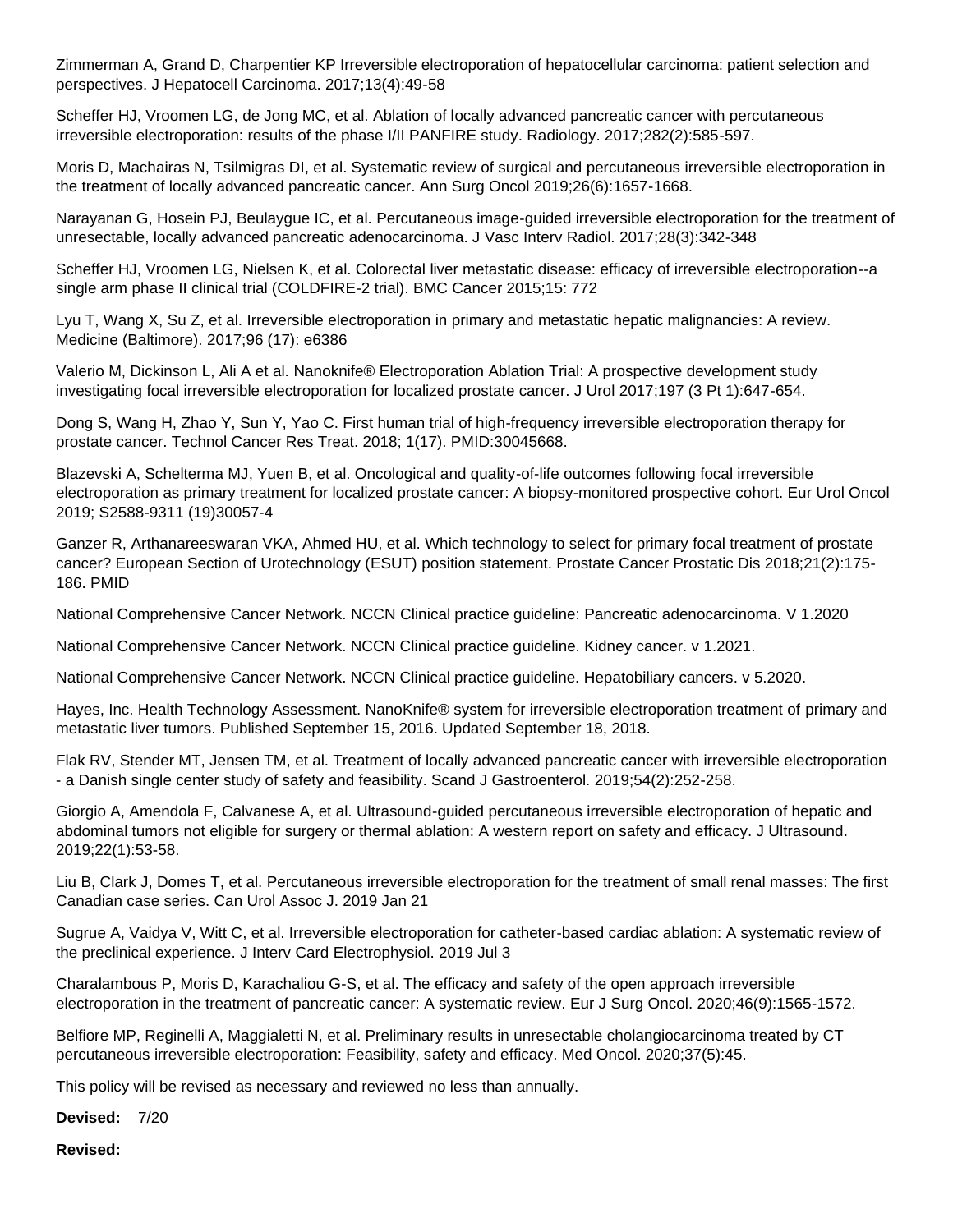Zimmerman A, Grand D, Charpentier KP Irreversible electroporation of hepatocellular carcinoma: patient selection and perspectives. J Hepatocell Carcinoma. 2017;13(4):49-58

Scheffer HJ, Vroomen LG, de Jong MC, et al. Ablation of locally advanced pancreatic cancer with percutaneous irreversible electroporation: results of the phase I/II PANFIRE study. Radiology. 2017;282(2):585-597.

Moris D, Machairas N, Tsilmigras DI, et al. Systematic review of surgical and percutaneous irreversible electroporation in the treatment of locally advanced pancreatic cancer. Ann Surg Oncol 2019;26(6):1657-1668.

Narayanan G, Hosein PJ, Beulaygue IC, et al. Percutaneous image-guided irreversible electroporation for the treatment of unresectable, locally advanced pancreatic adenocarcinoma. J Vasc Interv Radiol. 2017;28(3):342-348

Scheffer HJ, Vroomen LG, Nielsen K, et al. Colorectal liver metastatic disease: efficacy of irreversible electroporation--a single arm phase II clinical trial (COLDFIRE-2 trial). BMC Cancer 2015;15: 772

Lyu T, Wang X, Su Z, et al. Irreversible electroporation in primary and metastatic hepatic malignancies: A review. Medicine (Baltimore). 2017;96 (17): e6386

Valerio M, Dickinson L, Ali A et al. Nanoknife® Electroporation Ablation Trial: A prospective development study investigating focal irreversible electroporation for localized prostate cancer. J Urol 2017;197 (3 Pt 1):647-654.

Dong S, Wang H, Zhao Y, Sun Y, Yao C. First human trial of high-frequency irreversible electroporation therapy for prostate cancer. Technol Cancer Res Treat. 2018; 1(17). PMID:30045668.

Blazevski A, Schelterma MJ, Yuen B, et al. Oncological and quality-of-life outcomes following focal irreversible electroporation as primary treatment for localized prostate cancer: A biopsy-monitored prospective cohort. Eur Urol Oncol 2019; S2588-9311 (19)30057-4

Ganzer R, Arthanareeswaran VKA, Ahmed HU, et al. Which technology to select for primary focal treatment of prostate cancer? European Section of Urotechnology (ESUT) position statement. Prostate Cancer Prostatic Dis 2018;21(2):175-186. PMID

National Comprehensive Cancer Network. NCCN Clinical practice guideline: Pancreatic adenocarcinoma. V 1.2020

National Comprehensive Cancer Network. NCCN Clinical practice guideline. Kidney cancer. v 1.2021.

National Comprehensive Cancer Network. NCCN Clinical practice guideline. Hepatobiliary cancers. v 5.2020.

Hayes, Inc. Health Technology Assessment. NanoKnife® system for irreversible electroporation treatment of primary and metastatic liver tumors. Published September 15, 2016. Updated September 18, 2018.

Flak RV, Stender MT, Jensen TM, et al. Treatment of locally advanced pancreatic cancer with irreversible electroporation - a Danish single center study of safety and feasibility. Scand J Gastroenterol. 2019;54(2):252-258.

Giorgio A, Amendola F, Calvanese A, et al. Ultrasound-guided percutaneous irreversible electroporation of hepatic and abdominal tumors not eligible for surgery or thermal ablation: A western report on safety and efficacy. J Ultrasound. 2019;22(1):53-58.

Liu B, Clark J, Domes T, et al. Percutaneous irreversible electroporation for the treatment of small renal masses: The first Canadian case series. Can Urol Assoc J. 2019 Jan 21

Sugrue A, Vaidya V, Witt C, et al. Irreversible electroporation for catheter-based cardiac ablation: A systematic review of the preclinical experience. J Interv Card Electrophysiol. 2019 Jul 3

Charalambous P, Moris D, Karachaliou G-S, et al. The efficacy and safety of the open approach irreversible electroporation in the treatment of pancreatic cancer: A systematic review. Eur J Surg Oncol. 2020;46(9):1565-1572.

Belfiore MP, Reginelli A, Maggialetti N, et al. Preliminary results in unresectable cholangiocarcinoma treated by CT percutaneous irreversible electroporation: Feasibility, safety and efficacy. Med Oncol. 2020;37(5):45.

This policy will be revised as necessary and reviewed no less than annually.

**Devised:** 7/20

**Revised:**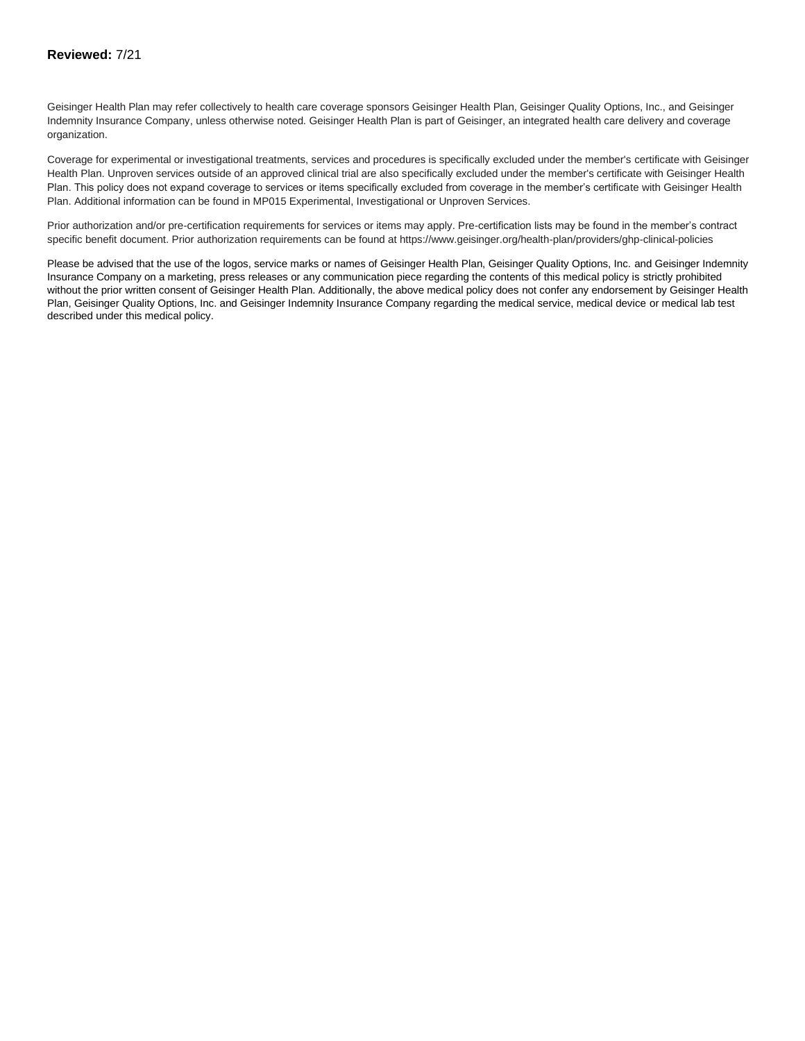**Reviewed:** 7/21

Geisinger Health Plan may refer collectively to health care coverage sponsors Geisinger Health Plan, Geisinger Quality Options, Inc., and Geisinger Indemnity Insurance Company, unless otherwise noted. Geisinger Health Plan is part of Geisinger, an integrated health care delivery and coverage organization.

Coverage for experimental or investigational treatments, services and procedures is specifically excluded under the member's certificate with Geisinger Health Plan. Unproven services outside of an approved clinical trial are also specifically excluded under the member's certificate with Geisinger Health Plan. This policy does not expand coverage to services or items specifically excluded from coverage in the member's certificate with Geisinger Health Plan. Additional information can be found in MP015 Experimental, Investigational or Unproven Services.

Prior authorization and/or pre-certification requirements for services or items may apply. Pre-certification lists may be found in the member's contract specific benefit document. Prior authorization requirements can be found at https://www.geisinger.org/health-plan/providers/ghp-clinical-policies

Please be advised that the use of the logos, service marks or names of Geisinger Health Plan, Geisinger Quality Options, Inc. and Geisinger Indemnity Insurance Company on a marketing, press releases or any communication piece regarding the contents of this medical policy is strictly prohibited without the prior written consent of Geisinger Health Plan. Additionally, the above medical policy does not confer any endorsement by Geisinger Health Plan, Geisinger Quality Options, Inc. and Geisinger Indemnity Insurance Company regarding the medical service, medical device or medical lab test described under this medical policy.